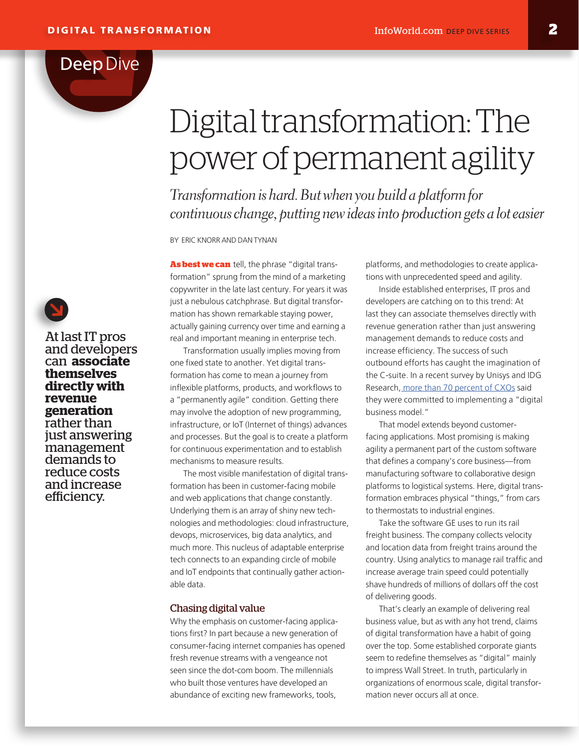Deep Dive

# Digital transformation: The power of permanent agility

*Transformation is hard. But when you build a platform for continuous change, putting new ideas into production gets a lot easier*

BY ERIC KNORR AND DAN TYNAN

**As best we can** tell, the phrase "digital transformation" sprung from the mind of a marketing copywriter in the late last century. For years it was just a nebulous catchphrase. But digital transformation has shown remarkable staying power, actually gaining currency over time and earning a real and important meaning in enterprise tech.

Transformation usually implies moving from one fixed state to another. Yet digital transformation has come to mean a journey from inflexible platforms, products, and workflows to a "permanently agile" condition. Getting there may involve the adoption of new programming, infrastructure, or IoT (Internet of things) advances and processes. But the goal is to create a platform for continuous experimentation and to establish mechanisms to measure results.

The most visible manifestation of digital transformation has been in customer-facing mobile and web applications that change constantly. Underlying them is an array of shiny new technologies and methodologies: cloud infrastructure, devops, microservices, big data analytics, and much more. This nucleus of adaptable enterprise tech connects to an expanding circle of mobile and IoT endpoints that continually gather actionable data.

## Chasing digital value

Why the emphasis on customer-facing applications first? In part because a new generation of consumer-facing internet companies has opened fresh revenue streams with a vengeance not seen since the dot-com boom. The millennials who built those ventures have developed an abundance of exciting new frameworks, tools, platforms, and methodologies to create applications with unprecedented speed and agility.

Inside established enterprises, IT pros and developers are catching on to this trend: At last they can associate themselves directly with revenue generation rather than just answering management demands to reduce costs and increase efficiency. The success of such outbound efforts has caught the imagination of the C-suite. In a recent survey by Unisys and IDG Research, more than 70 percent of CXOs said they were committed to implementing a "digital business model."

> At last IT pros and developers can **associate themselves directly with revenue generation** rather than just answering management demands to reduce costs and increase efficiency.

That model extends beyond customer-facing applications. Most promising is making agility a permanent part of the custom software that defines a company's core business—from manufacturing software to collaborative design platforms to logistical systems. Here, digital transformation embraces physical "things," from cars to thermostats to industrial engines.

Take the software GE uses to run its rail freight business. The company collects velocity and location data from freight trains around the country. Using analytics to manage rail traffic and increase average train speed could potentially shave hundreds of millions of dollars off the cost of delivering goods.

That's clearly an example of delivering real business value, but as with any hot trend, claims of digital transformation have a habit of going over the top. Some established corporate giants seem to redefine themselves as "digital" mainly to impress Wall Street. In truth, particularly in organizations of enormous scale, digital transformation never occurs all at once.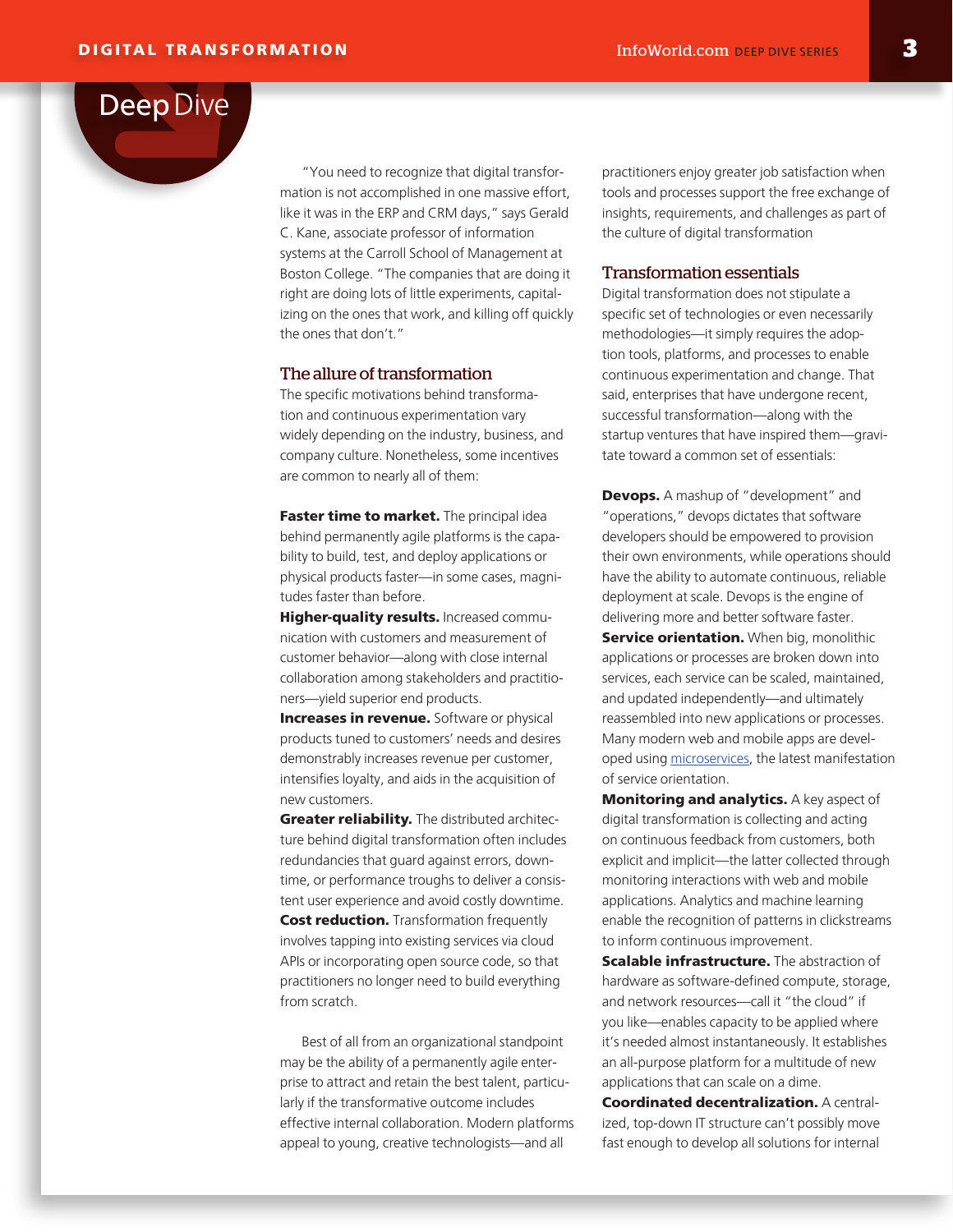"You need to recognize that digital transformation is not accomplished in one massive effort, like it was in the ERP and CRM days," says Gerald C. Kane, associate professor of information systems at the Carroll School of Management at Boston College. "The companies that are doing it right are doing lots of little experiments, capitalizing on the ones that work, and killing off quickly the ones that don't."

## The allure of transformation

The specific motivations behind transformation and continuous experimentation vary widely depending on the industry, business, and company culture. Nonetheless, some incentives are common to nearly all of them:

**Faster time to market.** The principal idea behind permanently agile platforms is the capability to build, test, and deploy applications or physical products faster—in some cases, magnitudes faster than before.

**Higher-quality results.** Increased communication with customers and measurement of customer behavior—along with close internal collaboration among stakeholders and practitioners—yield superior end products.

**Increases in revenue.** Software or physical products tuned to customers' needs and desires demonstrably increases revenue per customer, intensifies loyalty, and aids in the acquisition of new customers.

**Greater reliability.** The distributed architecture behind digital transformation often includes redundancies that guard against errors, downtime, or performance troughs to deliver a consistent user experience and avoid costly downtime.

**Cost reduction.** Transformation frequently involves tapping into existing services via cloud APIs or incorporating open source code, so that practitioners no longer need to build everything from scratch.

Best of all from an organizational standpoint may be the ability of a permanently agile enterprise to attract and retain the best talent, particularly if the transformative outcome includes effective internal collaboration. Modern platforms appeal to young, creative technologists—and all practitioners enjoy greater job satisfaction when tools and processes support the free exchange of insights, requirements, and challenges as part of the culture of digital transformation

## Transformation essentials

Digital transformation does not stipulate a specific set of technologies or even necessarily methodologies—it simply requires the adoption tools, platforms, and processes to enable continuous experimentation and change. That said, enterprises that have undergone recent, successful transformation—along with the startup ventures that have inspired them—gravitate toward a common set of essentials:

**Devops.** A mashup of "development" and "operations," devops dictates that software developers should be empowered to provision their own environments, while operations should have the ability to automate continuous, reliable deployment at scale. Devops is the engine of delivering more and better software faster.

**Service orientation.** When big, monolithic applications or processes are broken down into services, each service can be scaled, maintained, and updated independently—and ultimately reassembled into new applications or processes. Many modern web and mobile apps are developed using microservices, the latest manifestation of service orientation.

**Monitoring and analytics.** A key aspect of digital transformation is collecting and acting on continuous feedback from customers, both explicit and implicit—the latter collected through monitoring interactions with web and mobile applications. Analytics and machine learning enable the recognition of patterns in clickstreams to inform continuous improvement.

**Scalable infrastructure.** The abstraction of hardware as software-defined compute, storage, and network resources—call it "the cloud" if you like—enables capacity to be applied where it's needed almost instantaneously. It establishes an all-purpose platform for a multitude of new applications that can scale on a dime.

**Coordinated decentralization.** A centralized, top-down IT structure can't possibly move fast enough to develop all solutions for internal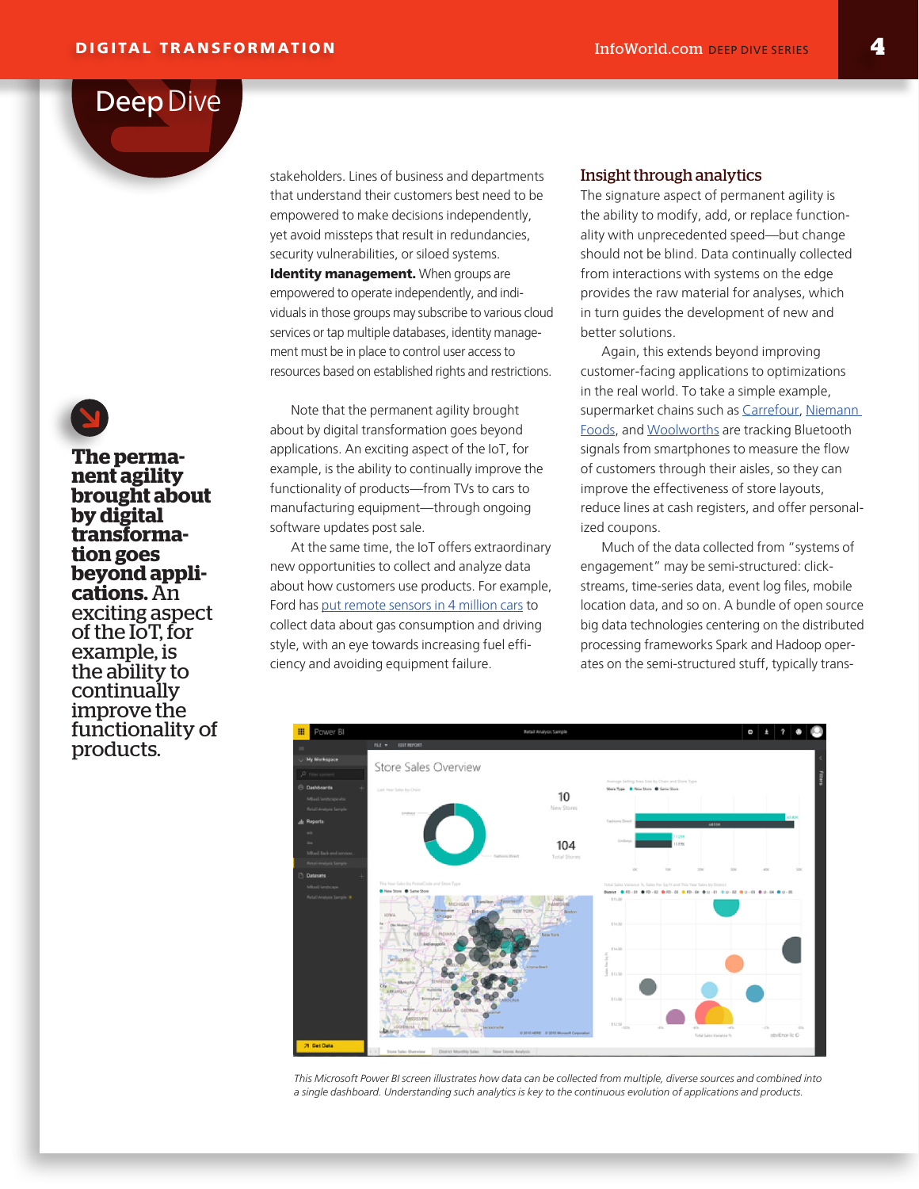stakeholders. Lines of business and departments that understand their customers best need to be empowered to make decisions independently, yet avoid missteps that result in redundancies, security vulnerabilities, or siloed systems.

**Identity management.** When groups are empowered to operate independently, and individuals in those groups may subscribe to various cloud services or tap multiple databases, identity management must be in place to control user access to resources based on established rights and restrictions.

Note that the permanent agility brought about by digital transformation goes beyond applications. An exciting aspect of the IoT, for example, is the ability to continually improve the functionality of products—from TVs to cars to manufacturing equipment—through ongoing software updates post sale.

At the same time, the IoT offers extraordinary new opportunities to collect and analyze data about how customers use products. For example, Ford has put remote sensors in 4 million cars to collect data about gas consumption and driving style, with an eye towards increasing fuel efficiency and avoiding equipment failure.

**The permanent agility brought about by digital transformation goes beyond applications.** An exciting aspect of the IoT, for example, is the ability to continually improve the functionality of products.

## Insight through analytics

The signature aspect of permanent agility is the ability to modify, add, or replace functionality with unprecedented speed—but change should not be blind. Data continually collected from interactions with systems on the edge provides the raw material for analyses, which in turn guides the development of new and better solutions.

Again, this extends beyond improving customer-facing applications to optimizations in the real world. To take a simple example, supermarket chains such as Carrefour, Niemann Foods, and Woolworths are tracking Bluetooth signals from smartphones to measure the flow of customers through their aisles, so they can improve the effectiveness of store layouts, reduce lines at cash registers, and offer personalized coupons.

Much of the data collected from "systems of engagement" may be semi-structured: clickstreams, time-series data, event log files, mobile location data, and so on. A bundle of open source big data technologies centering on the distributed processing frameworks Spark and Hadoop operates on the semi-structured stuff, typically trans-

*This Microsoft Power BI screen illustrates how data can be collected from multiple, diverse sources and combined into a single dashboard. Understanding such analytics is key to the continuous evolution of applications and products.*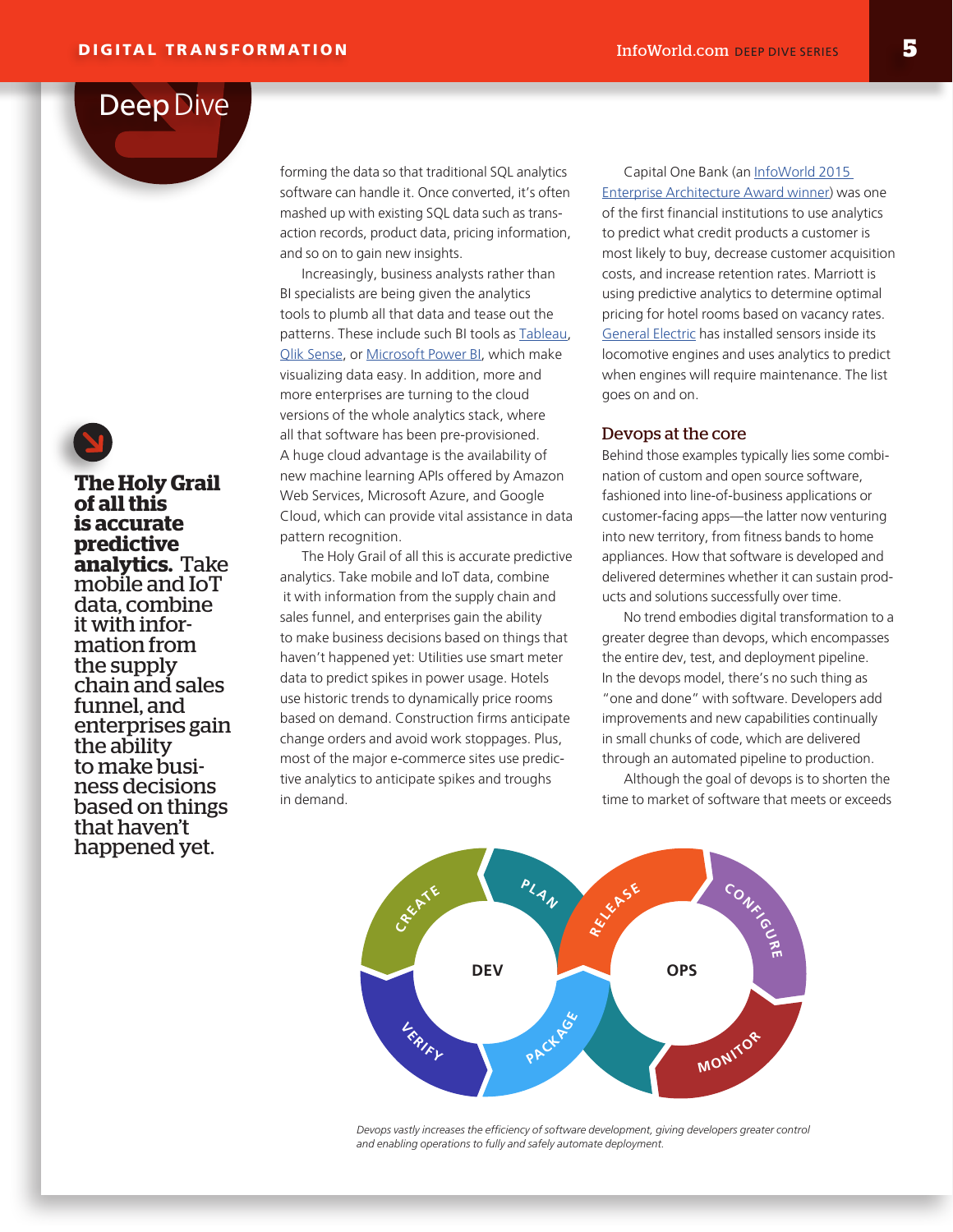forming the data so that traditional SQL analytics software can handle it. Once converted, it's often mashed up with existing SQL data such as transaction records, product data, pricing information, and so on to gain new insights.

Increasingly, business analysts rather than BI specialists are being given the analytics tools to plumb all that data and tease out the patterns. These include such BI tools as Tableau, Qlik Sense, or Microsoft Power BI, which make visualizing data easy. In addition, more and more enterprises are turning to the cloud versions of the whole analytics stack, where all that software has been pre-provisioned. A huge cloud advantage is the availability of new machine learning APIs offered by Amazon Web Services, Microsoft Azure, and Google Cloud, which can provide vital assistance in data pattern recognition.

The Holy Grail of all this is accurate predictive analytics. Take mobile and IoT data, combine it with information from the supply chain and sales funnel, and enterprises gain the ability to make business decisions based on things that haven't happened yet: Utilities use smart meter data to predict spikes in power usage. Hotels use historic trends to dynamically price rooms based on demand. Construction firms anticipate change orders and avoid work stoppages. Plus, most of the major e-commerce sites use predictive analytics to anticipate spikes and troughs in demand.

**The Holy Grail of all this is accurate predictive analytics.** Take mobile and IoT data, combine it with information from the supply chain and sales funnel, and enterprises gain the ability to make business decisions based on things that haven't happened yet.

Capital One Bank (an InfoWorld 2015 Enterprise Architecture Award winner) was one of the first financial institutions to use analytics to predict what credit products a customer is most likely to buy, decrease customer acquisition costs, and increase retention rates. Marriott is using predictive analytics to determine optimal pricing for hotel rooms based on vacancy rates. General Electric has installed sensors inside its locomotive engines and uses analytics to predict when engines will require maintenance. The list goes on and on.

## Devops at the core

Behind those examples typically lies some combination of custom and open source software, fashioned into line-of-business applications or customer-facing apps—the latter now venturing into new territory, from fitness bands to home appliances. How that software is developed and delivered determines whether it can sustain products and solutions successfully over time.

No trend embodies digital transformation to a greater degree than devops, which encompasses the entire dev, test, and deployment pipeline. In the devops model, there's no such thing as "one and done" with software. Developers add improvements and new capabilities continually in small chunks of code, which are delivered through an automated pipeline to production.

Although the goal of devops is to shorten the time to market of software that meets or exceeds

*Devops vastly increases the efficiency of software development, giving developers greater control and enabling operations to fully and safely automate deployment.*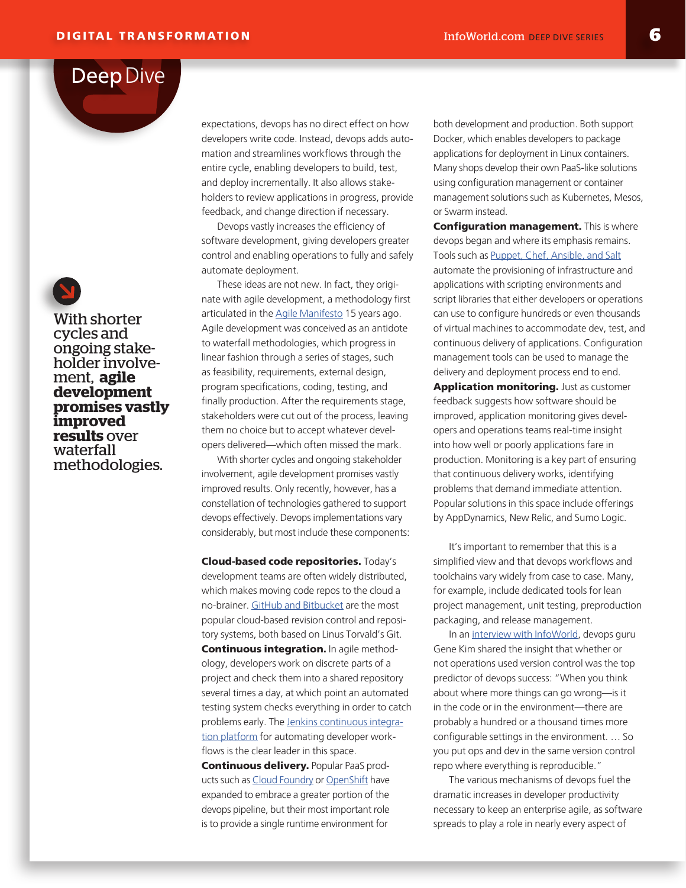expectations, devops has no direct effect on how developers write code. Instead, devops adds automation and streamlines workflows through the entire cycle, enabling developers to build, test, and deploy incrementally. It also allows stakeholders to review applications in progress, provide feedback, and change direction if necessary.

Devops vastly increases the efficiency of software development, giving developers greater control and enabling operations to fully and safely automate deployment.

These ideas are not new. In fact, they originate with agile development, a methodology first articulated in the Agile Manifesto 15 years ago. Agile development was conceived as an antidote to waterfall methodologies, which progress in linear fashion through a series of stages, such as feasibility, requirements, external design, program specifications, coding, testing, and finally production. After the requirements stage, stakeholders were cut out of the process, leaving them no choice but to accept whatever developers delivered—which often missed the mark.

> With shorter cycles and ongoing stakeholder involvement, **agile development promises vastly improved results** over waterfall methodologies.

With shorter cycles and ongoing stakeholder involvement, agile development promises vastly improved results. Only recently, however, has a constellation of technologies gathered to support devops effectively. Devops implementations vary considerably, but most include these components:

**Cloud-based code repositories.** Today's development teams are often widely distributed, which makes moving code repos to the cloud a no-brainer. GitHub and Bitbucket are the most popular cloud-based revision control and repository systems, both based on Linus Torvald's Git.

**Continuous integration.** In agile methodology, developers work on discrete parts of a project and check them into a shared repository several times a day, at which point an automated testing system checks everything in order to catch problems early. The Jenkins continuous integration platform for automating developer workflows is the clear leader in this space.

**Continuous delivery.** Popular PaaS products such as Cloud Foundry or OpenShift have expanded to embrace a greater portion of the devops pipeline, but their most important role is to provide a single runtime environment for both development and production. Both support Docker, which enables developers to package applications for deployment in Linux containers. Many shops develop their own PaaS-like solutions using configuration management or container management solutions such as Kubernetes, Mesos, or Swarm instead.

**Configuration management.** This is where devops began and where its emphasis remains. Tools such as Puppet, Chef, Ansible, and Salt automate the provisioning of infrastructure and applications with scripting environments and script libraries that either developers or operations can use to configure hundreds or even thousands of virtual machines to accommodate dev, test, and continuous delivery of applications. Configuration management tools can be used to manage the delivery and deployment process end to end.

**Application monitoring.** Just as customer feedback suggests how software should be improved, application monitoring gives developers and operations teams real-time insight into how well or poorly applications fare in production. Monitoring is a key part of ensuring that continuous delivery works, identifying problems that demand immediate attention. Popular solutions in this space include offerings by AppDynamics, New Relic, and Sumo Logic.

It's important to remember that this is a simplified view and that devops workflows and toolchains vary widely from case to case. Many, for example, include dedicated tools for lean project management, unit testing, preproduction packaging, and release management.

In an interview with InfoWorld, devops guru Gene Kim shared the insight that whether or not operations used version control was the top predictor of devops success: "When you think about where more things can go wrong—is it in the code or in the environment—there are probably a hundred or a thousand times more configurable settings in the environment. … So you put ops and dev in the same version control repo where everything is reproducible."

The various mechanisms of devops fuel the dramatic increases in developer productivity necessary to keep an enterprise agile, as software spreads to play a role in nearly every aspect of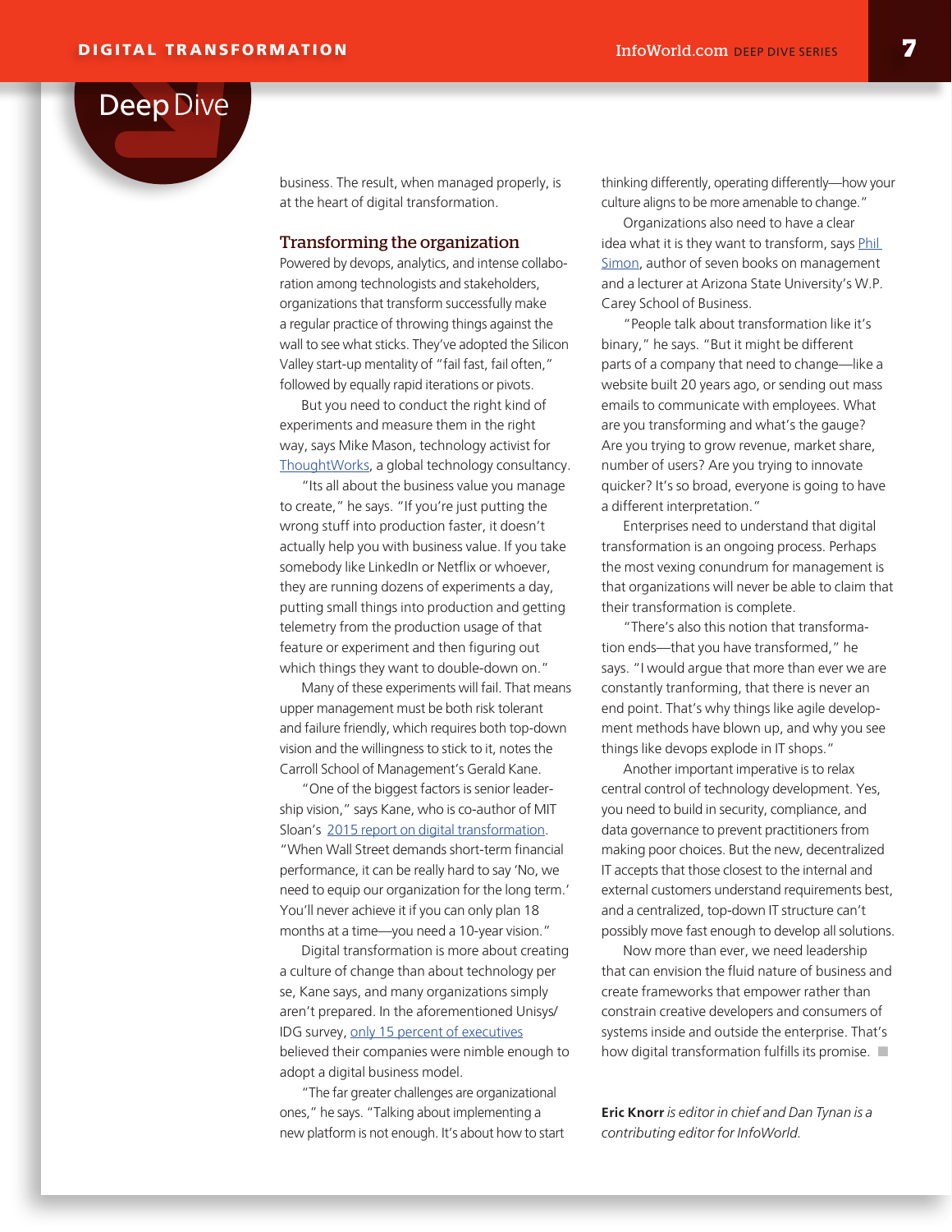business. The result, when managed properly, is at the heart of digital transformation.

## Transforming the organization

Powered by devops, analytics, and intense collaboration among technologists and stakeholders, organizations that transform successfully make a regular practice of throwing things against the wall to see what sticks. They've adopted the Silicon Valley start-up mentality of "fail fast, fail often," followed by equally rapid iterations or pivots.

But you need to conduct the right kind of experiments and measure them in the right way, says Mike Mason, technology activist for ThoughtWorks, a global technology consultancy.

"Its all about the business value you manage to create," he says. "If you're just putting the wrong stuff into production faster, it doesn't actually help you with business value. If you take somebody like LinkedIn or Netflix or whoever, they are running dozens of experiments a day, putting small things into production and getting telemetry from the production usage of that feature or experiment and then figuring out which things they want to double-down on."

Many of these experiments will fail. That means upper management must be both risk tolerant and failure friendly, which requires both top-down vision and the willingness to stick to it, notes the Carroll School of Management's Gerald Kane.

"One of the biggest factors is senior leadership vision," says Kane, who is co-author of MIT Sloan's 2015 report on digital transformation. "When Wall Street demands short-term financial performance, it can be really hard to say 'No, we need to equip our organization for the long term.' You'll never achieve it if you can only plan 18 months at a time—you need a 10-year vision."

Digital transformation is more about creating a culture of change than about technology per se, Kane says, and many organizations simply aren't prepared. In the aforementioned Unisys/IDG survey, only 15 percent of executives believed their companies were nimble enough to adopt a digital business model.

"The far greater challenges are organizational ones," he says. "Talking about implementing a new platform is not enough. It's about how to start thinking differently, operating differently—how your culture aligns to be more amenable to change."

Organizations also need to have a clear idea what it is they want to transform, says Phil Simon, author of seven books on management and a lecturer at Arizona State University's W.P. Carey School of Business.

"People talk about transformation like it's binary," he says. "But it might be different parts of a company that need to change—like a website built 20 years ago, or sending out mass emails to communicate with employees. What are you transforming and what's the gauge? Are you trying to grow revenue, market share, number of users? Are you trying to innovate quicker? It's so broad, everyone is going to have a different interpretation."

Enterprises need to understand that digital transformation is an ongoing process. Perhaps the most vexing conundrum for management is that organizations will never be able to claim that their transformation is complete.

"There's also this notion that transformation ends—that you have transformed," he says. "I would argue that more than ever we are constantly tranforming, that there is never an end point. That's why things like agile development methods have blown up, and why you see things like devops explode in IT shops."

Another important imperative is to relax central control of technology development. Yes, you need to build in security, compliance, and data governance to prevent practitioners from making poor choices. But the new, decentralized IT accepts that those closest to the internal and external customers understand requirements best, and a centralized, top-down IT structure can't possibly move fast enough to develop all solutions.

Now more than ever, we need leadership that can envision the fluid nature of business and create frameworks that empower rather than constrain creative developers and consumers of systems inside and outside the enterprise. That's how digital transformation fulfills its promise. ■

**Eric Knorr** *is editor in chief and Dan Tynan is a contributing editor for InfoWorld.*